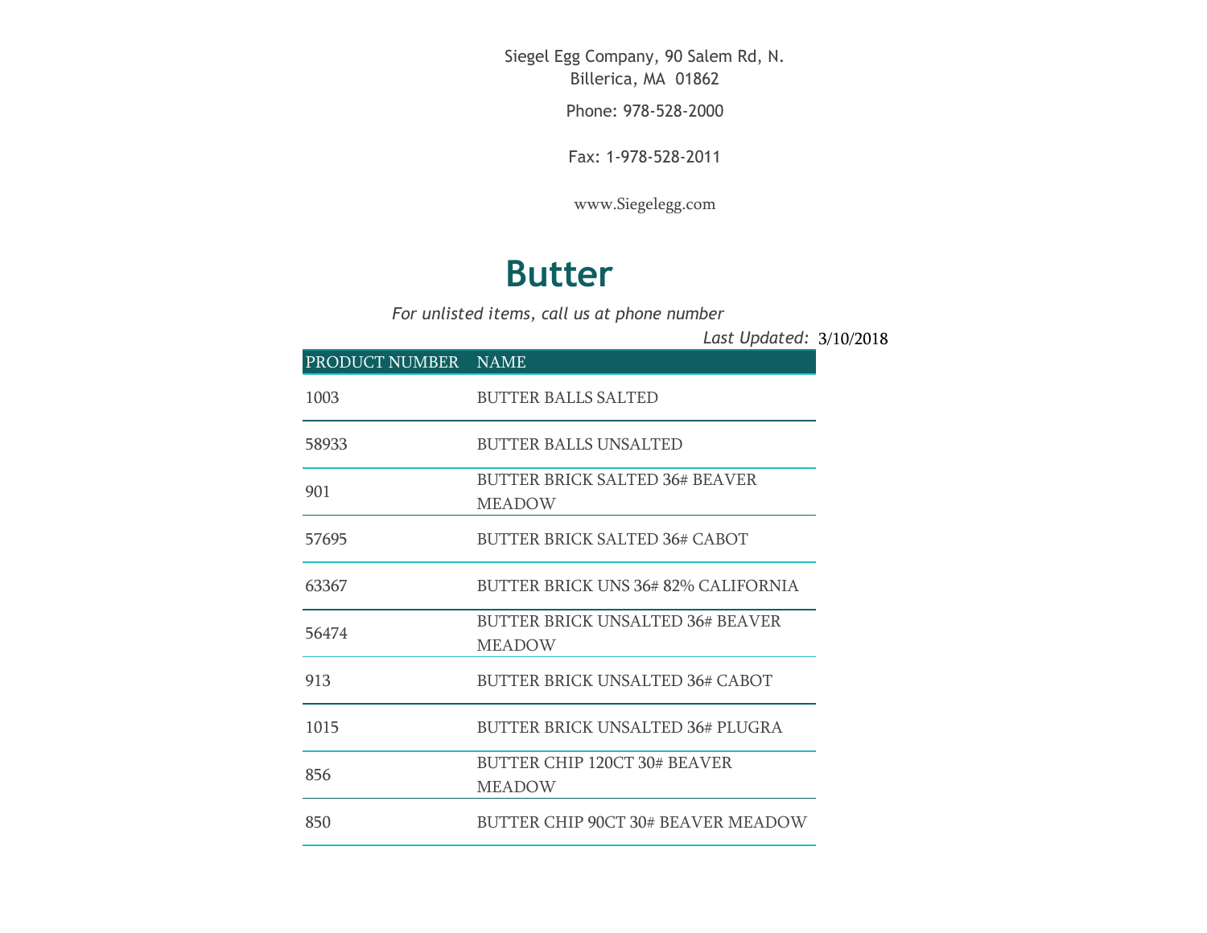Siegel Egg Company, 90 Salem Rd, N. Billerica, MA 01862

Phone: 978-528-2000

Fax: 1-978-528-2011

www.Siegelegg.com

# Butter

*For unlisted items, call us at phone number*

*Last Updated:* 3/10/2018

| PRODUCT NUMBER | NAME |
|---|---|
| 1003 | BUTTER BALLS SALTED |
| 58933 | BUTTER BALLS UNSALTED |
| 901 | BUTTER BRICK SALTED 36# BEAVER MEADOW |
| 57695 | BUTTER BRICK SALTED 36# CABOT |
| 63367 | BUTTER BRICK UNS 36# 82% CALIFORNIA |
| 56474 | BUTTER BRICK UNSALTED 36# BEAVER MEADOW |
| 913 | BUTTER BRICK UNSALTED 36# CABOT |
| 1015 | BUTTER BRICK UNSALTED 36# PLUGRA |
| 856 | BUTTER CHIP 120CT 30# BEAVER MEADOW |
| 850 | BUTTER CHIP 90CT 30# BEAVER MEADOW |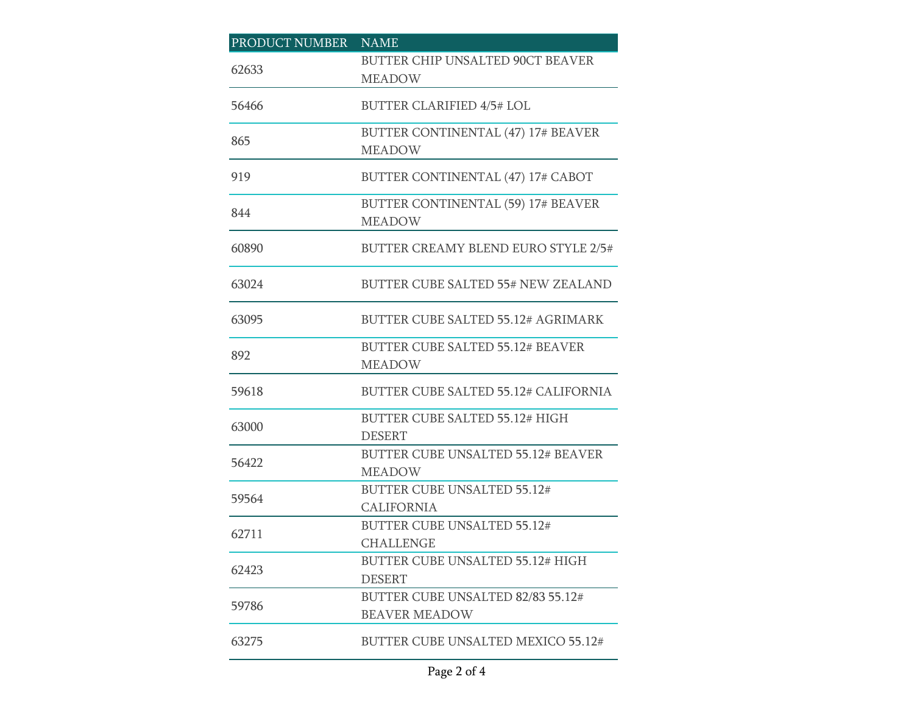| PRODUCT NUMBER | NAME |
|---|---|
| 62633 | BUTTER CHIP UNSALTED 90CT BEAVER MEADOW |
| 56466 | BUTTER CLARIFIED 4/5# LOL |
| 865 | BUTTER CONTINENTAL (47) 17# BEAVER MEADOW |
| 919 | BUTTER CONTINENTAL (47) 17# CABOT |
| 844 | BUTTER CONTINENTAL (59) 17# BEAVER MEADOW |
| 60890 | BUTTER CREAMY BLEND EURO STYLE 2/5# |
| 63024 | BUTTER CUBE SALTED 55# NEW ZEALAND |
| 63095 | BUTTER CUBE SALTED 55.12# AGRIMARK |
| 892 | BUTTER CUBE SALTED 55.12# BEAVER MEADOW |
| 59618 | BUTTER CUBE SALTED 55.12# CALIFORNIA |
| 63000 | BUTTER CUBE SALTED 55.12# HIGH DESERT |
| 56422 | BUTTER CUBE UNSALTED 55.12# BEAVER MEADOW |
| 59564 | BUTTER CUBE UNSALTED 55.12# CALIFORNIA |
| 62711 | BUTTER CUBE UNSALTED 55.12# CHALLENGE |
| 62423 | BUTTER CUBE UNSALTED 55.12# HIGH DESERT |
| 59786 | BUTTER CUBE UNSALTED 82/83 55.12# BEAVER MEADOW |
| 63275 | BUTTER CUBE UNSALTED MEXICO 55.12# |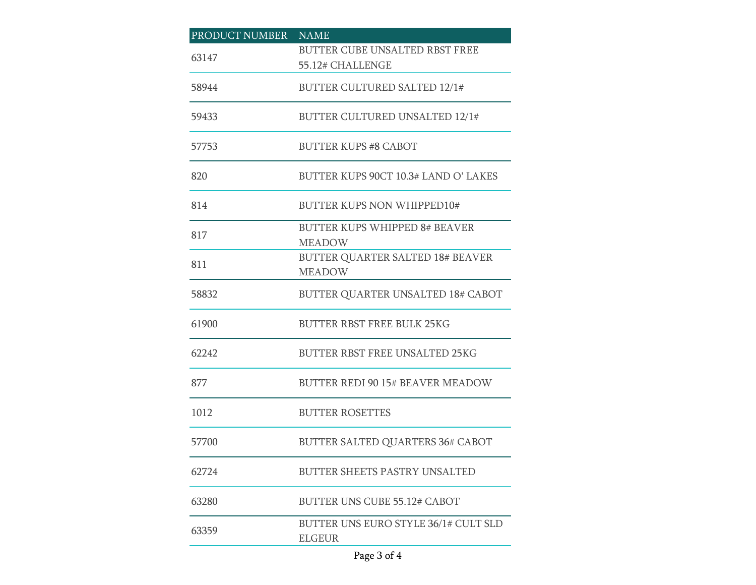| PRODUCT NUMBER | NAME |
| --- | --- |
| 63147 | BUTTER CUBE UNSALTED RBST FREE 55.12# CHALLENGE |
| 58944 | BUTTER CULTURED SALTED 12/1# |
| 59433 | BUTTER CULTURED UNSALTED 12/1# |
| 57753 | BUTTER KUPS #8 CABOT |
| 820 | BUTTER KUPS 90CT 10.3# LAND O' LAKES |
| 814 | BUTTER KUPS NON WHIPPED10# |
| 817 | BUTTER KUPS WHIPPED 8# BEAVER MEADOW |
| 811 | BUTTER QUARTER SALTED 18# BEAVER MEADOW |
| 58832 | BUTTER QUARTER UNSALTED 18# CABOT |
| 61900 | BUTTER RBST FREE BULK 25KG |
| 62242 | BUTTER RBST FREE UNSALTED 25KG |
| 877 | BUTTER REDI 90 15# BEAVER MEADOW |
| 1012 | BUTTER ROSETTES |
| 57700 | BUTTER SALTED QUARTERS 36# CABOT |
| 62724 | BUTTER SHEETS PASTRY UNSALTED |
| 63280 | BUTTER UNS CUBE 55.12# CABOT |
| 63359 | BUTTER UNS EURO STYLE 36/1# CULT SLD ELGEUR |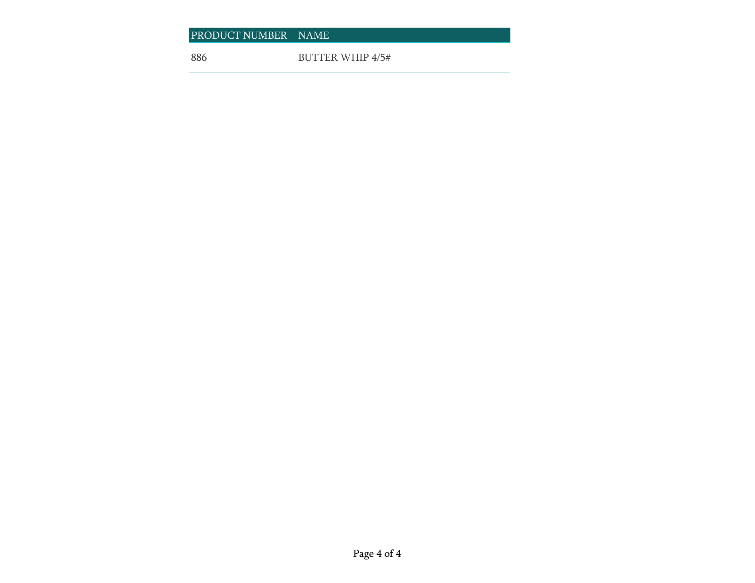| PRODUCT NUMBER | NAME |
|---|---|
| 886 | BUTTER WHIP 4/5# |